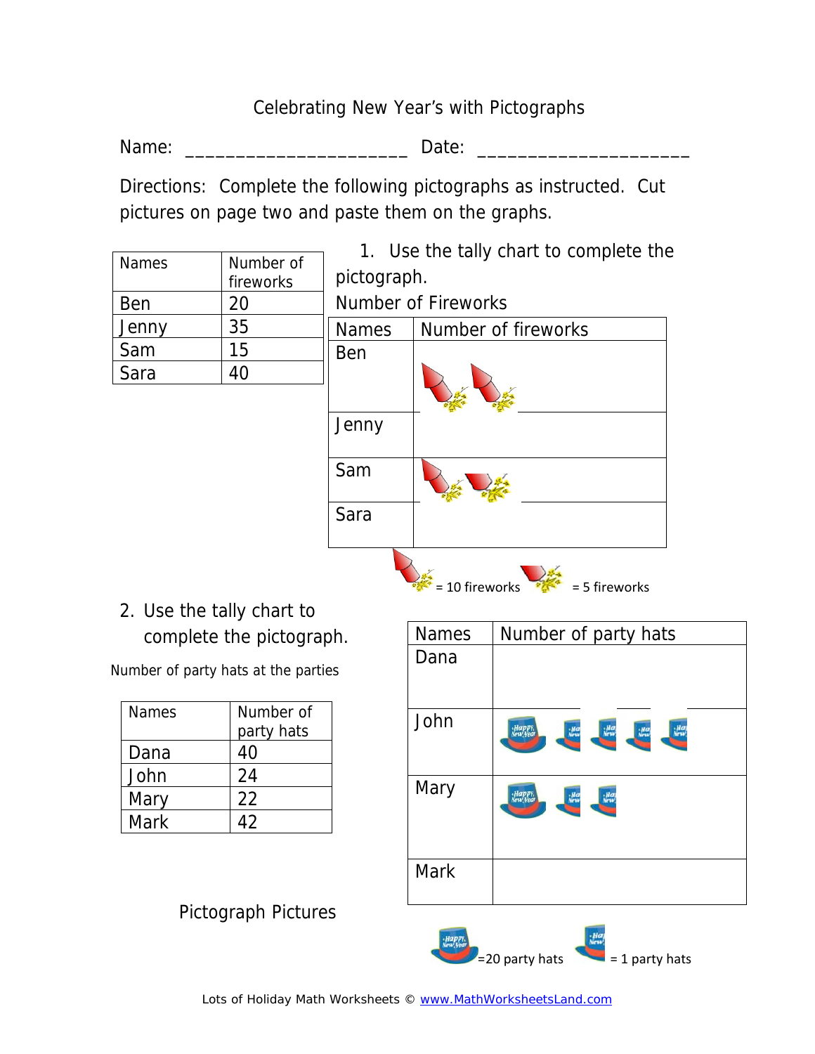# Celebrating New Year's with Pictographs

Name: _____________________ Date: ____________________

Directions: Complete the following pictographs as instructed. Cut pictures on page two and paste them on the graphs.

1. Use the tally chart to complete the pictograph.

| Names | Number of fireworks |
|---|---|
| Ben | 20 |
| Jenny | 35 |
| Sam | 15 |
| Sara | 40 |

Number of Fireworks

| Names | Number of fireworks |
|---|---|
| Ben | |
| Jenny | |
| Sam | |
| Sara | |

= 10 fireworks = 5 fireworks

2. Use the tally chart to complete the pictograph.

Number of party hats at the parties

| Names | Number of party hats |
|---|---|
| Dana | 40 |
| John | 24 |
| Mary | 22 |
| Mark | 42 |

| Names | Number of party hats |
|---|---|
| Dana | |
| John | |
| Mary | |
| Mark | |

=20 party hats = 1 party hats

Pictograph Pictures

Lots of Holiday Math Worksheets © www.MathWorksheetsLand.com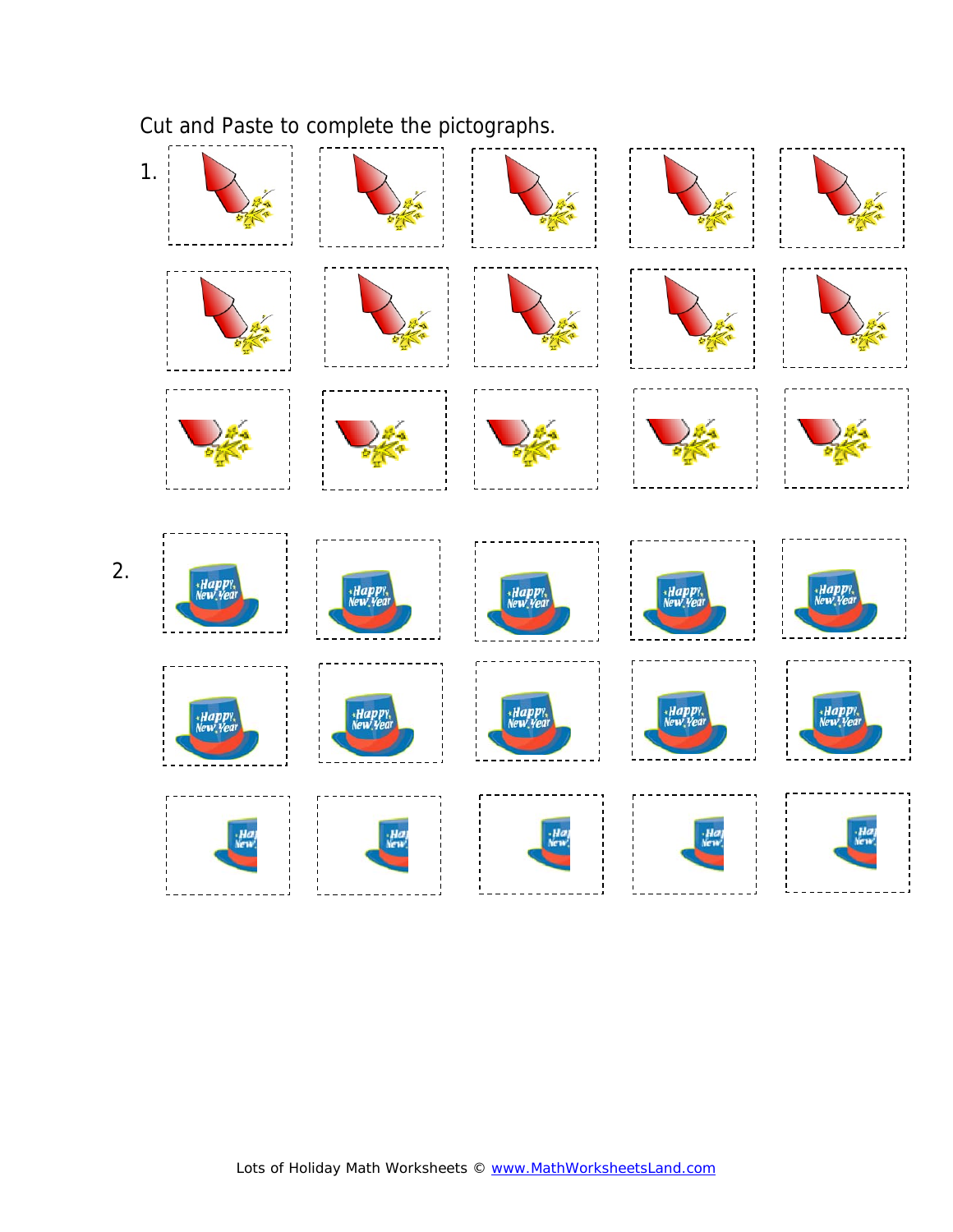Cut and Paste to complete the pictographs.

1.

2.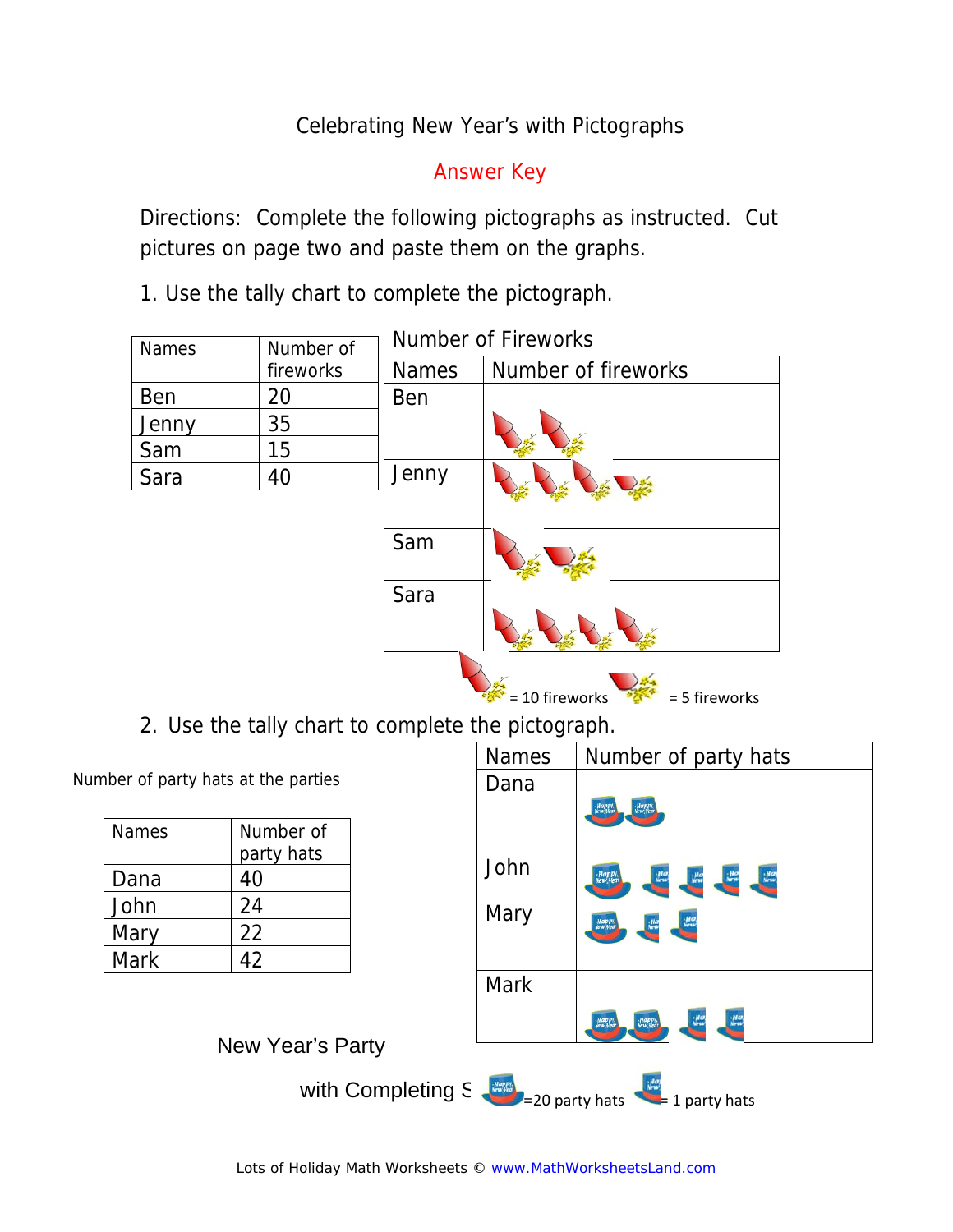Celebrating New Year's with Pictographs

Answer Key

Directions: Complete the following pictographs as instructed. Cut pictures on page two and paste them on the graphs.

1. Use the tally chart to complete the pictograph.

| Names | Number of fireworks |
|---|---|
| Ben | 20 |
| Jenny | 35 |
| Sam | 15 |
| Sara | 40 |

Number of Fireworks

| Names | Number of fireworks |
|---|---|
| Ben | |
| Jenny | |
| Sam | |
| Sara | |

= 10 fireworks = 5 fireworks

2. Use the tally chart to complete the pictograph.

Number of party hats at the parties

| Names | Number of party hats |
|---|---|
| Dana | 40 |
| John | 24 |
| Mary | 22 |
| Mark | 42 |

| Names | Number of party hats |
|---|---|
| Dana | |
| John | |
| Mary | |
| Mark | |

=20 party hats = 1 party hats

New Year's Party

with Completing S

Lots of Holiday Math Worksheets © www.MathWorksheetsLand.com